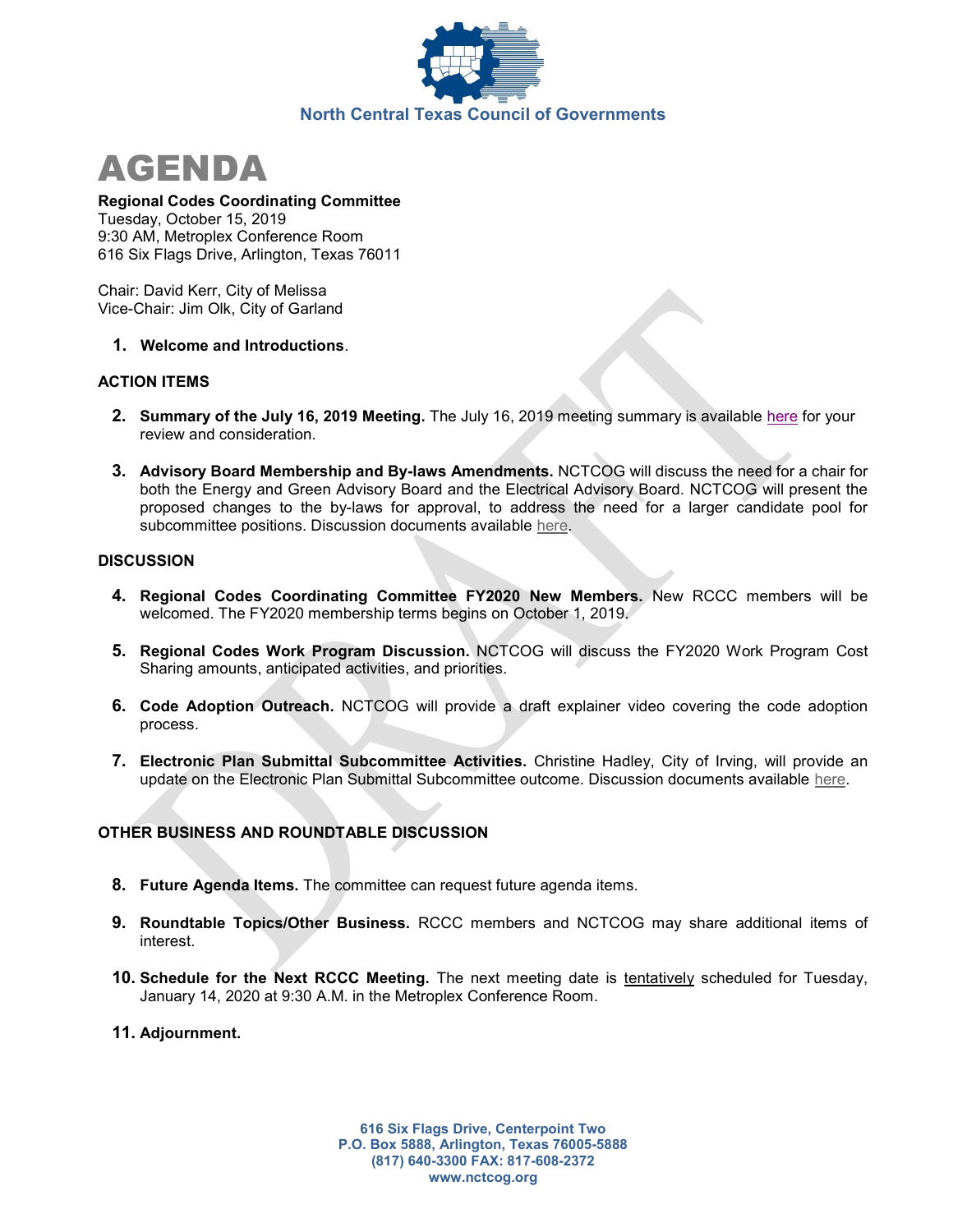North Central Texas Council of Governments

# AGENDA

**Regional Codes Coordinating Committee**
Tuesday, October 15, 2019
9:30 AM, Metroplex Conference Room
616 Six Flags Drive, Arlington, Texas 76011

Chair: David Kerr, City of Melissa
Vice-Chair: Jim Olk, City of Garland

1. **Welcome and Introductions**.

### ACTION ITEMS

2. **Summary of the July 16, 2019 Meeting.** The July 16, 2019 meeting summary is available here for your review and consideration.

3. **Advisory Board Membership and By-laws Amendments.** NCTCOG will discuss the need for a chair for both the Energy and Green Advisory Board and the Electrical Advisory Board. NCTCOG will present the proposed changes to the by-laws for approval, to address the need for a larger candidate pool for subcommittee positions. Discussion documents available here.

### DISCUSSION

4. **Regional Codes Coordinating Committee FY2020 New Members.** New RCCC members will be welcomed. The FY2020 membership terms begins on October 1, 2019.

5. **Regional Codes Work Program Discussion.** NCTCOG will discuss the FY2020 Work Program Cost Sharing amounts, anticipated activities, and priorities.

6. **Code Adoption Outreach.** NCTCOG will provide a draft explainer video covering the code adoption process.

7. **Electronic Plan Submittal Subcommittee Activities.** Christine Hadley, City of Irving, will provide an update on the Electronic Plan Submittal Subcommittee outcome. Discussion documents available here.

### OTHER BUSINESS AND ROUNDTABLE DISCUSSION

8. **Future Agenda Items.** The committee can request future agenda items.

9. **Roundtable Topics/Other Business.** RCCC members and NCTCOG may share additional items of interest.

10. **Schedule for the Next RCCC Meeting.** The next meeting date is tentatively scheduled for Tuesday, January 14, 2020 at 9:30 A.M. in the Metroplex Conference Room.

11. **Adjournment.**

616 Six Flags Drive, Centerpoint Two
P.O. Box 5888, Arlington, Texas 76005-5888
(817) 640-3300 FAX: 817-608-2372
www.nctcog.org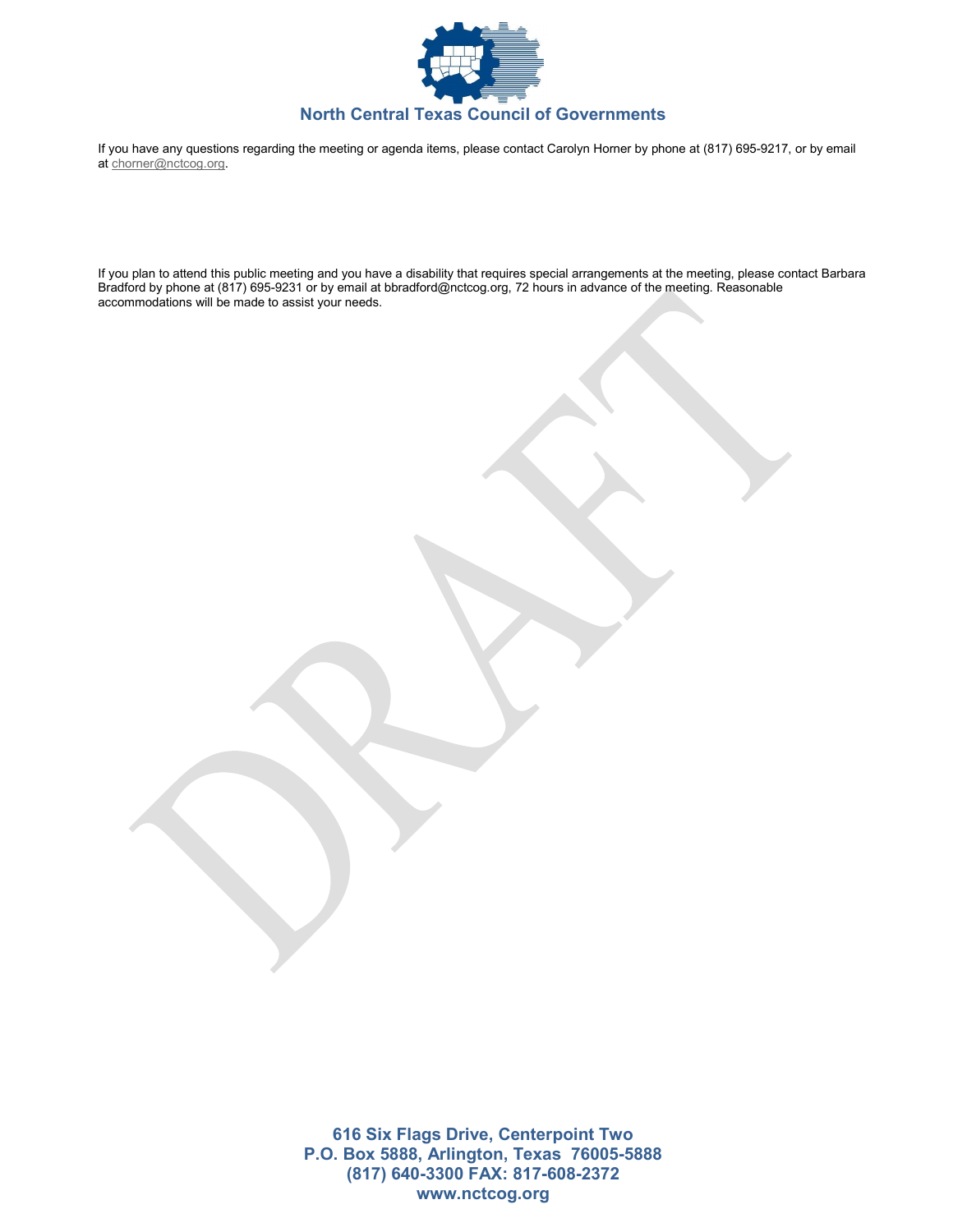# North Central Texas Council of Governments

If you have any questions regarding the meeting or agenda items, please contact Carolyn Horner by phone at (817) 695-9217, or by email at chorner@nctcog.org.

If you plan to attend this public meeting and you have a disability that requires special arrangements at the meeting, please contact Barbara Bradford by phone at (817) 695-9231 or by email at bbradford@nctcog.org, 72 hours in advance of the meeting. Reasonable accommodations will be made to assist your needs.

DRAFT

**616 Six Flags Drive, Centerpoint Two**
**P.O. Box 5888, Arlington, Texas 76005-5888**
**(817) 640-3300 FAX: 817-608-2372**
**www.nctcog.org**